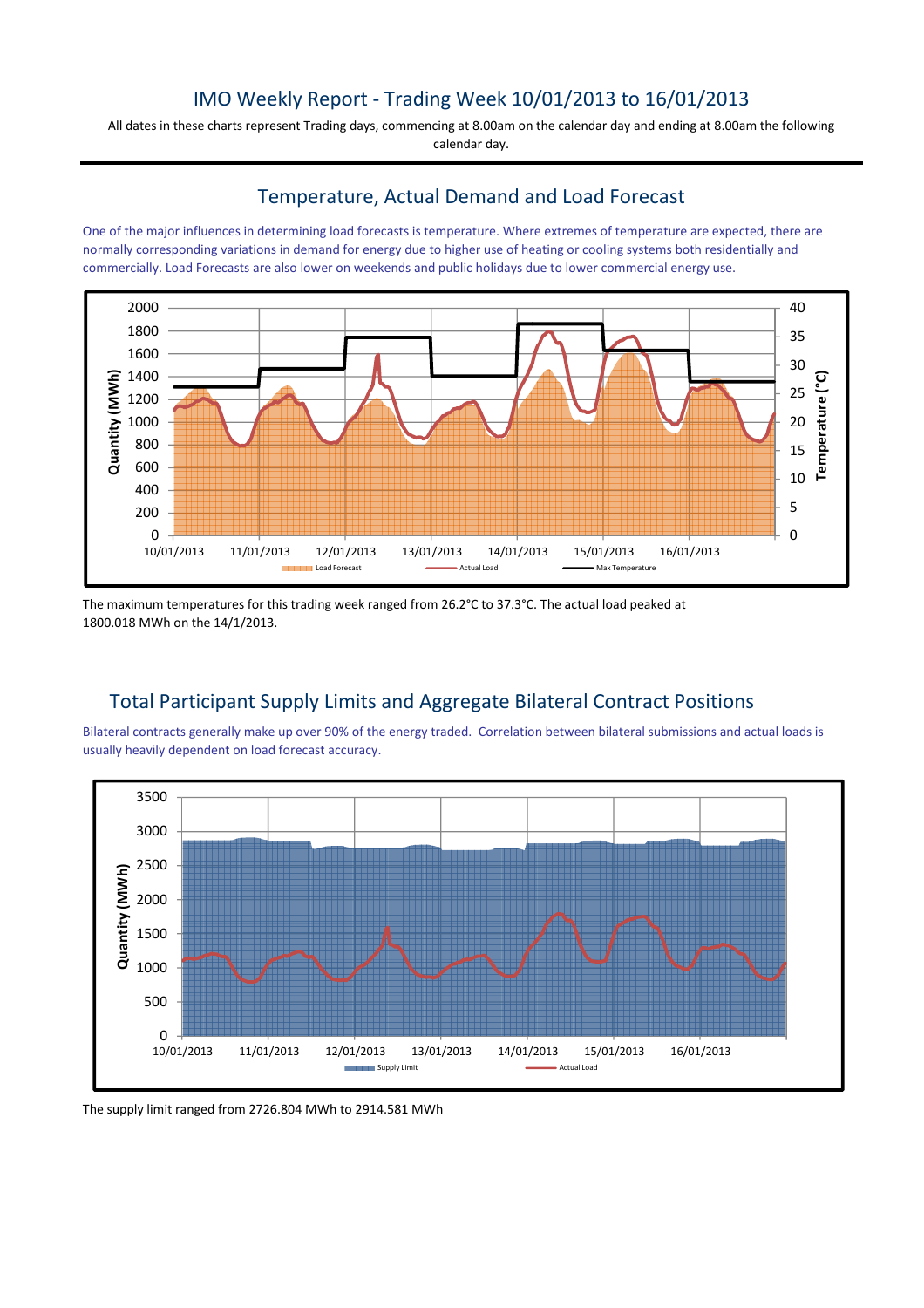# IMO Weekly Report - Trading Week 10/01/2013 to 16/01/2013

All dates in these charts represent Trading days, commencing at 8.00am on the calendar day and ending at 8.00am the following calendar day.

## Temperature, Actual Demand and Load Forecast

One of the major influences in determining load forecasts is temperature. Where extremes of temperature are expected, there are normally corresponding variations in demand for energy due to higher use of heating or cooling systems both residentially and commercially. Load Forecasts are also lower on weekends and public holidays due to lower commercial energy use.

Quantity (MWh)
2000
1800
1600
1400
1200
1000
800
600
400
200
0

Temperature (°C)
40
35
30
25
20
15
10
5
0

10/01/2013 11/01/2013 12/01/2013 13/01/2013 14/01/2013 15/01/2013 16/01/2013

Load Forecast
Actual Load
Max Temperature

The maximum temperatures for this trading week ranged from 26.2°C to 37.3°C. The actual load peaked at 1800.018 MWh on the 14/1/2013.

## Total Participant Supply Limits and Aggregate Bilateral Contract Positions

Bilateral contracts generally make up over 90% of the energy traded. Correlation between bilateral submissions and actual loads is usually heavily dependent on load forecast accuracy.

Quantity (MWh)
3500
3000
2500
2000
1500
1000
500
0

10/01/2013 11/01/2013 12/01/2013 13/01/2013 14/01/2013 15/01/2013 16/01/2013

Supply Limit
Actual Load

The supply limit ranged from 2726.804 MWh to 2914.581 MWh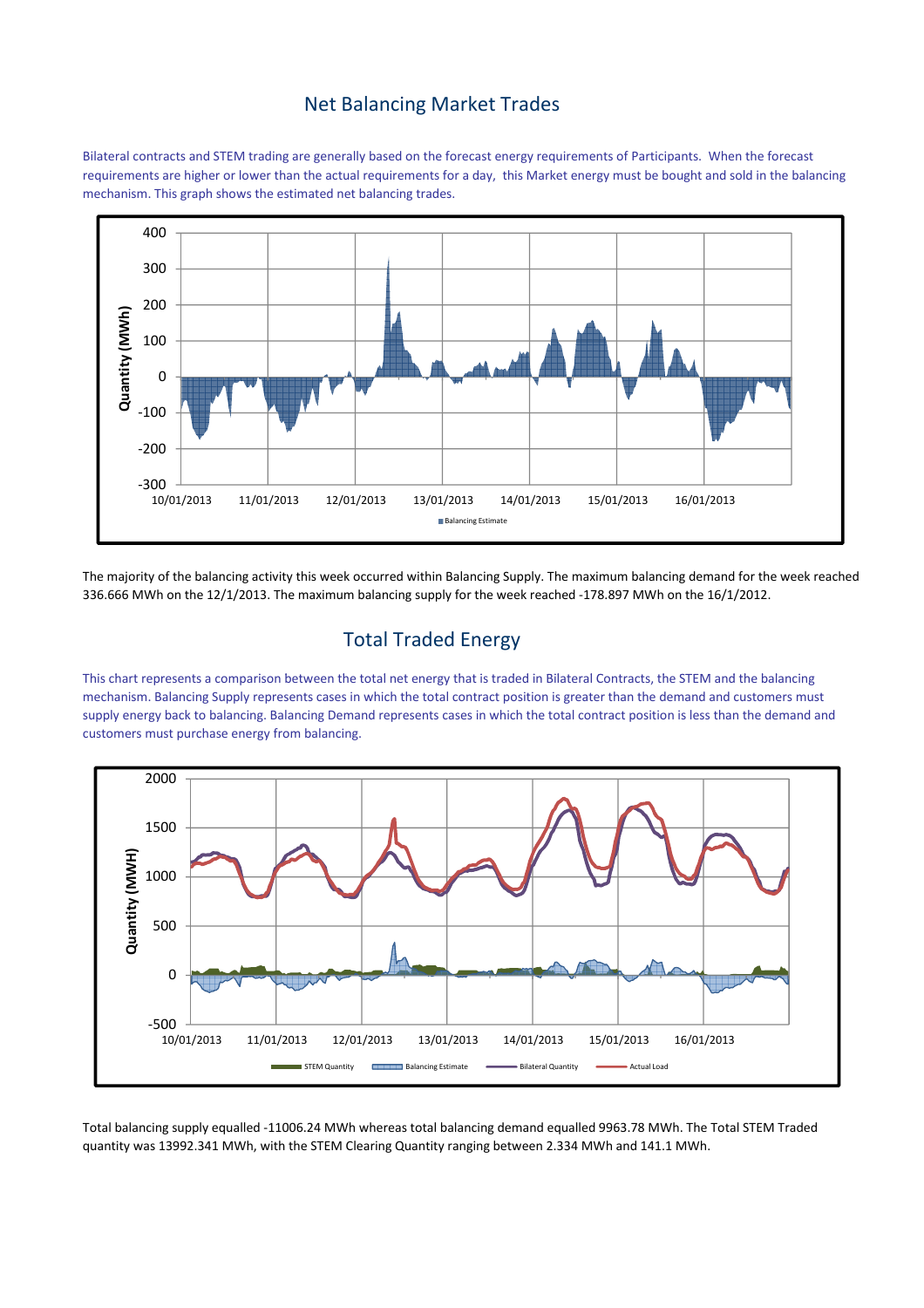## Net Balancing Market Trades

Bilateral contracts and STEM trading are generally based on the forecast energy requirements of Participants. When the forecast requirements are higher or lower than the actual requirements for a day, this Market energy must be bought and sold in the balancing mechanism. This graph shows the estimated net balancing trades.

Quantity (MWh)
400
300
200
100
0
-100
-200
-300
10/01/2013 11/01/2013 12/01/2013 13/01/2013 14/01/2013 15/01/2013 16/01/2013
Balancing Estimate

The majority of the balancing activity this week occurred within Balancing Supply. The maximum balancing demand for the week reached 336.666 MWh on the 12/1/2013. The maximum balancing supply for the week reached -178.897 MWh on the 16/1/2012.

## Total Traded Energy

This chart represents a comparison between the total net energy that is traded in Bilateral Contracts, the STEM and the balancing mechanism. Balancing Supply represents cases in which the total contract position is greater than the demand and customers must supply energy back to balancing. Balancing Demand represents cases in which the total contract position is less than the demand and customers must purchase energy from balancing.

Quantity (MWH)
2000
1500
1000
500
0
-500
10/01/2013 11/01/2013 12/01/2013 13/01/2013 14/01/2013 15/01/2013 16/01/2013
STEM Quantity Balancing Estimate Bilateral Quantity Actual Load

Total balancing supply equalled -11006.24 MWh whereas total balancing demand equalled 9963.78 MWh. The Total STEM Traded quantity was 13992.341 MWh, with the STEM Clearing Quantity ranging between 2.334 MWh and 141.1 MWh.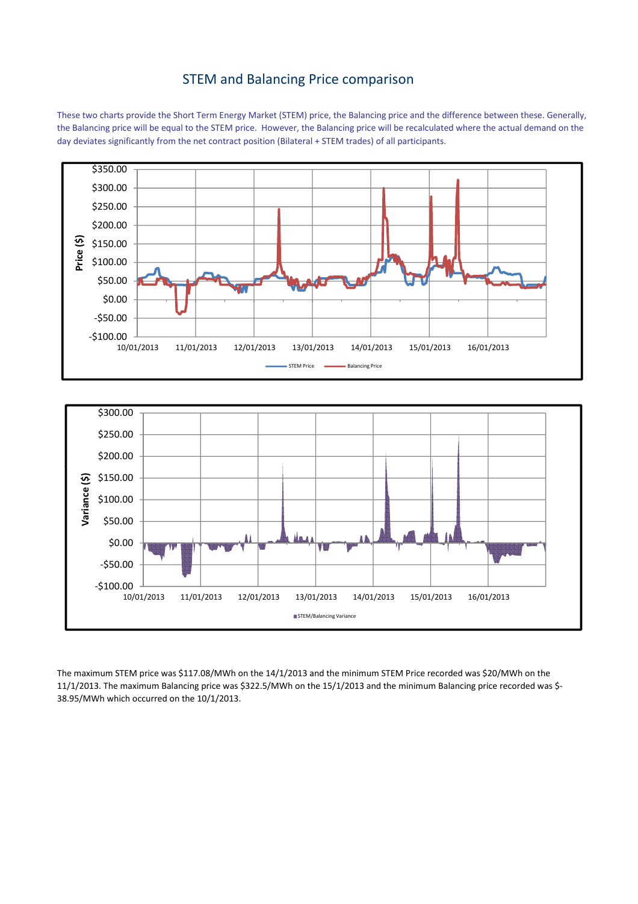# STEM and Balancing Price comparison

These two charts provide the Short Term Energy Market (STEM) price, the Balancing price and the difference between these. Generally, the Balancing price will be equal to the STEM price. However, the Balancing price will be recalculated where the actual demand on the day deviates significantly from the net contract position (Bilateral + STEM trades) of all participants.

Price ($)

$350.00
$300.00
$250.00
$200.00
$150.00
$100.00
$50.00
$0.00
-$50.00
-$100.00

10/01/2013 11/01/2013 12/01/2013 13/01/2013 14/01/2013 15/01/2013 16/01/2013

STEM Price
Balancing Price

Variance ($)

$300.00
$250.00
$200.00
$150.00
$100.00
$50.00
$0.00
-$50.00
-$100.00

10/01/2013 11/01/2013 12/01/2013 13/01/2013 14/01/2013 15/01/2013 16/01/2013

STEM/Balancing Variance

The maximum STEM price was $117.08/MWh on the 14/1/2013 and the minimum STEM Price recorded was $20/MWh on the 11/1/2013. The maximum Balancing price was $322.5/MWh on the 15/1/2013 and the minimum Balancing price recorded was $-38.95/MWh which occurred on the 10/1/2013.